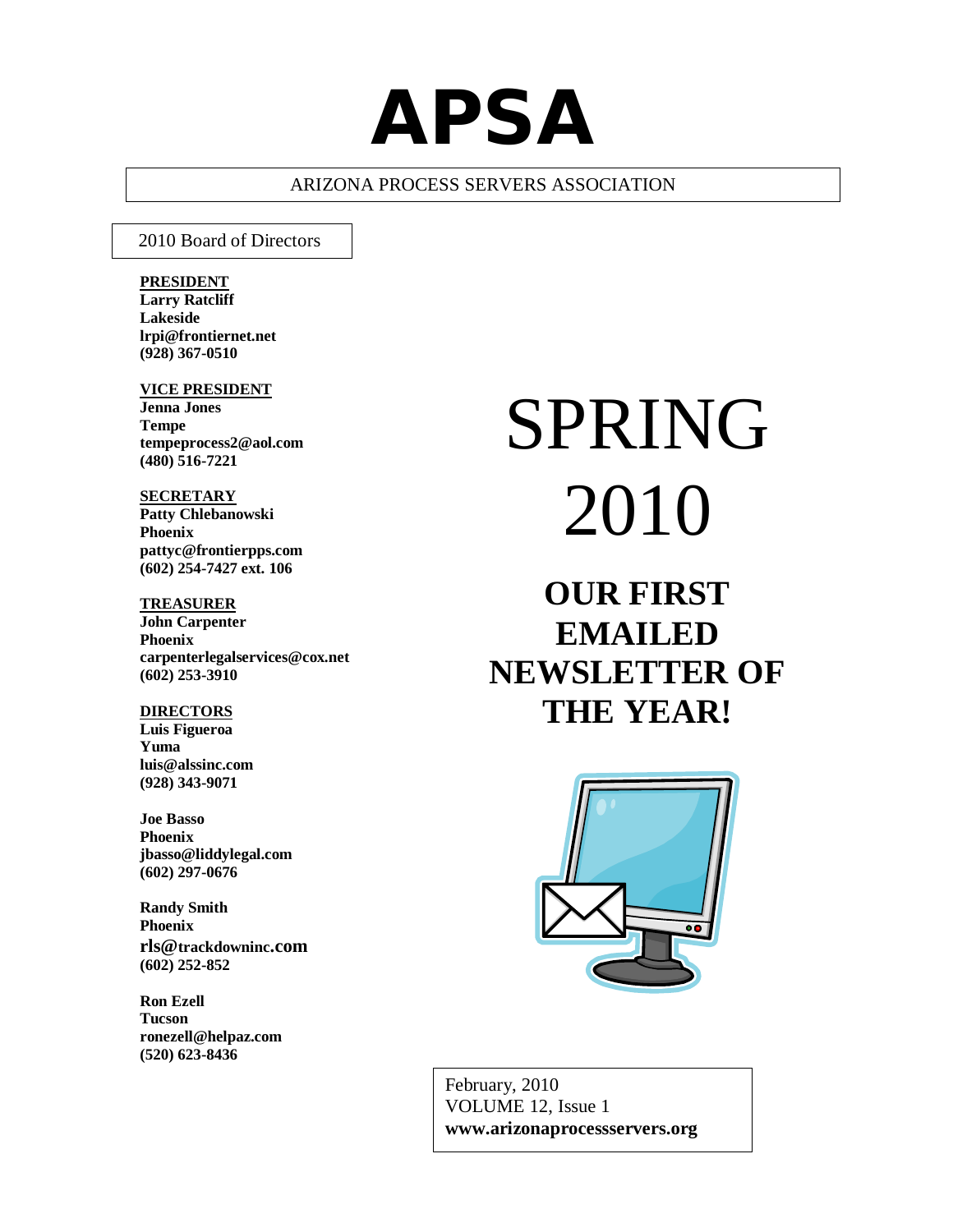# APSA

ARIZONA PROCESS SERVERS ASSOCIATION

2010 Board of Directors

**PRESIDENT**
**Larry Ratcliff**
**Lakeside**
**lrpi@frontiernet.net**
**(928) 367-0510**

**VICE PRESIDENT**
**Jenna Jones**
**Tempe**
**tempeprocess2@aol.com**
**(480) 516-7221**

**SECRETARY**
**Patty Chlebanowski**
**Phoenix**
**pattyc@frontierpps.com**
**(602) 254-7427 ext. 106**

**TREASURER**
**John Carpenter**
**Phoenix**
**carpenterlegalservices@cox.net**
**(602) 253-3910**

**DIRECTORS**
**Luis Figueroa**
**Yuma**
**luis@alssinc.com**
**(928) 343-9071**

**Joe Basso**
**Phoenix**
**jbasso@liddylegal.com**
**(602) 297-0676**

**Randy Smith**
**Phoenix**
**rls@trackdowninc.com**
**(602) 252-852**

**Ron Ezell**
**Tucson**
**ronezell@helpaz.com**
**(520) 623-8436**

# SPRING 2010

## OUR FIRST EMAILED NEWSLETTER OF THE YEAR!

February, 2010
VOLUME 12, Issue 1
**www.arizonaprocessservers.org**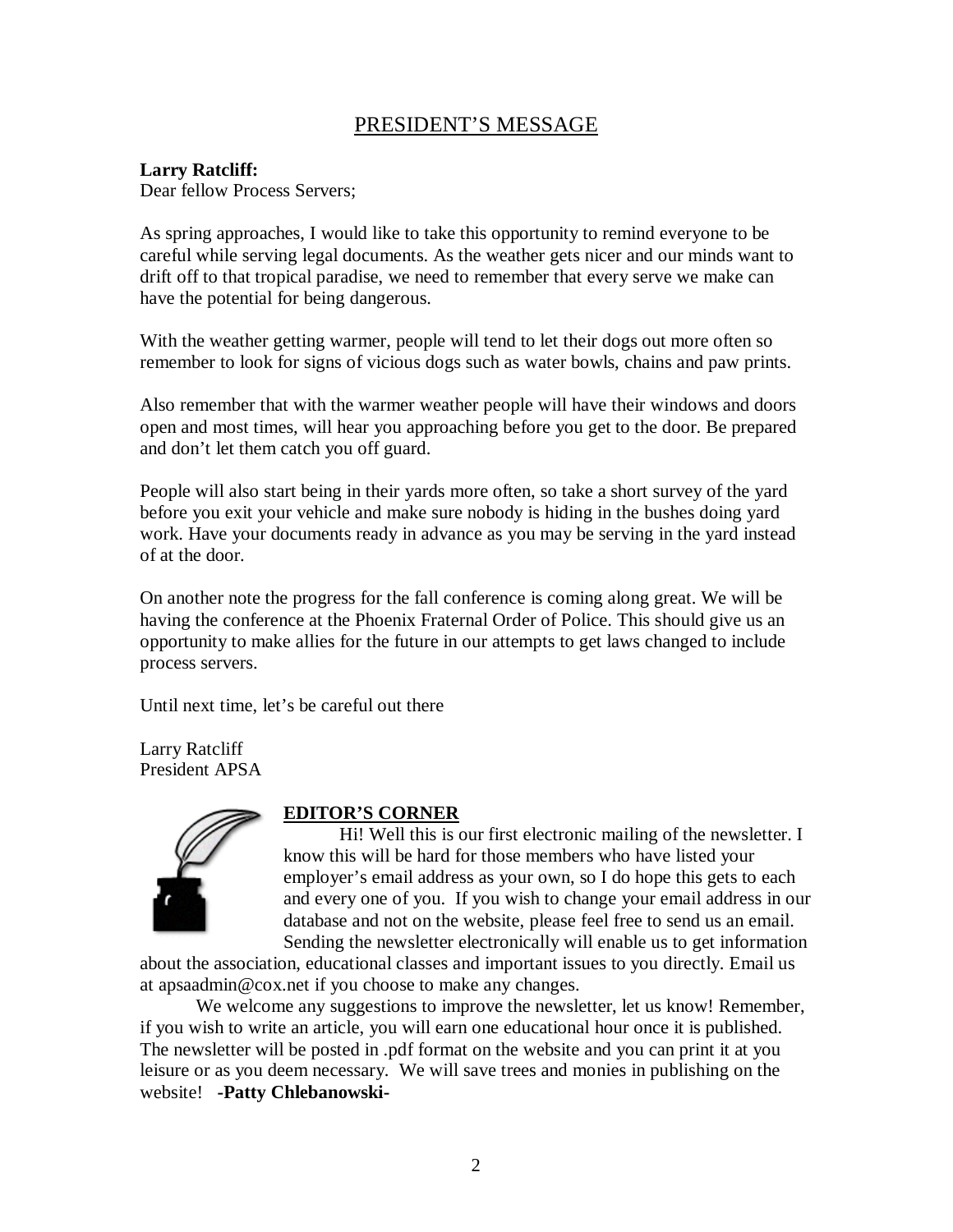## PRESIDENT'S MESSAGE

**Larry Ratcliff:**
Dear fellow Process Servers;

As spring approaches, I would like to take this opportunity to remind everyone to be careful while serving legal documents. As the weather gets nicer and our minds want to drift off to that tropical paradise, we need to remember that every serve we make can have the potential for being dangerous.

With the weather getting warmer, people will tend to let their dogs out more often so remember to look for signs of vicious dogs such as water bowls, chains and paw prints.

Also remember that with the warmer weather people will have their windows and doors open and most times, will hear you approaching before you get to the door. Be prepared and don't let them catch you off guard.

People will also start being in their yards more often, so take a short survey of the yard before you exit your vehicle and make sure nobody is hiding in the bushes doing yard work. Have your documents ready in advance as you may be serving in the yard instead of at the door.

On another note the progress for the fall conference is coming along great. We will be having the conference at the Phoenix Fraternal Order of Police. This should give us an opportunity to make allies for the future in our attempts to get laws changed to include process servers.

Until next time, let's be careful out there

Larry Ratcliff
President APSA

### EDITOR'S CORNER

Hi! Well this is our first electronic mailing of the newsletter. I know this will be hard for those members who have listed your employer's email address as your own, so I do hope this gets to each and every one of you. If you wish to change your email address in our database and not on the website, please feel free to send us an email. Sending the newsletter electronically will enable us to get information about the association, educational classes and important issues to you directly. Email us at apsaadmin@cox.net if you choose to make any changes.

We welcome any suggestions to improve the newsletter, let us know! Remember, if you wish to write an article, you will earn one educational hour once it is published. The newsletter will be posted in .pdf format on the website and you can print it at you leisure or as you deem necessary. We will save trees and monies in publishing on the website! **-Patty Chlebanowski-**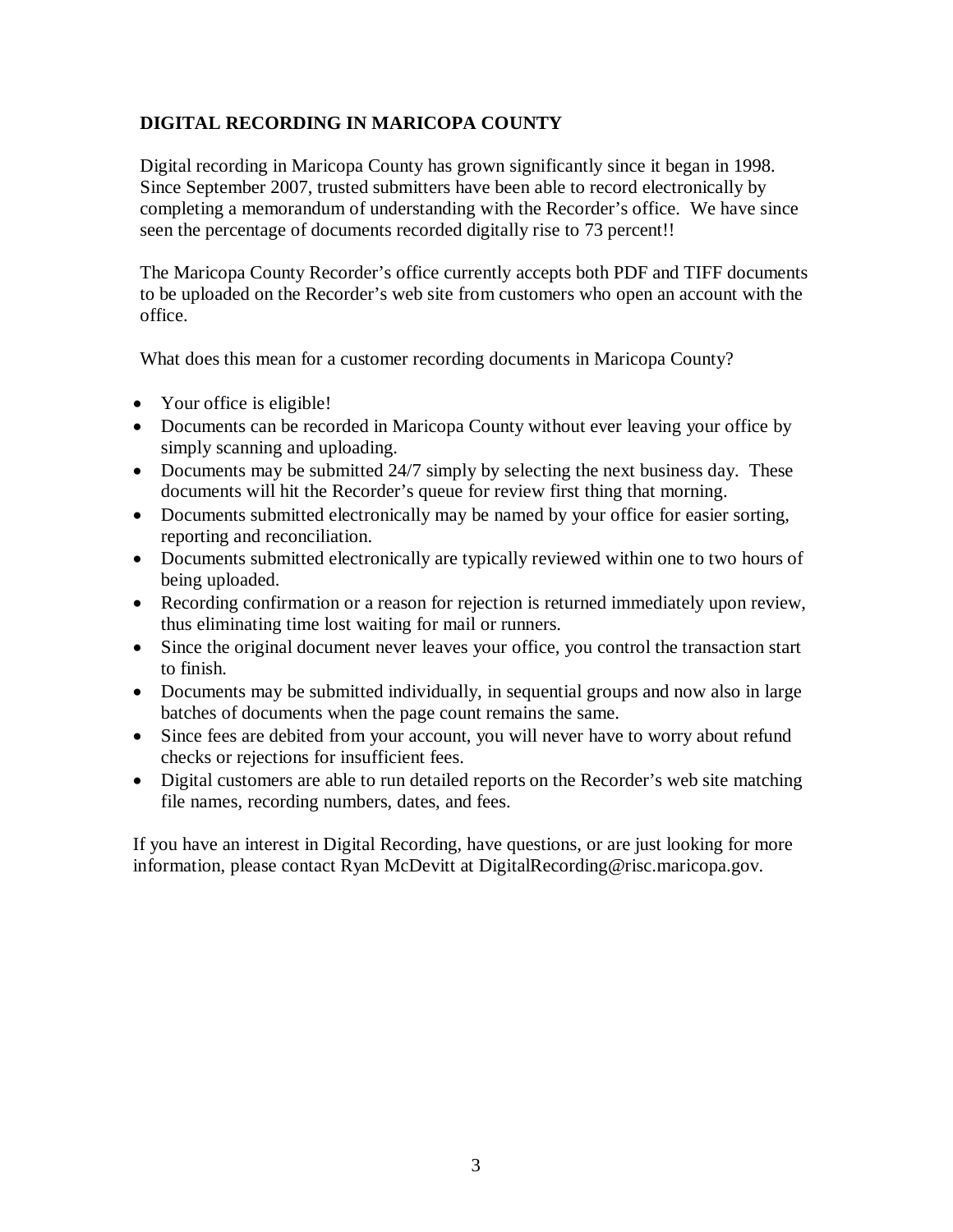## DIGITAL RECORDING IN MARICOPA COUNTY

Digital recording in Maricopa County has grown significantly since it began in 1998. Since September 2007, trusted submitters have been able to record electronically by completing a memorandum of understanding with the Recorder's office. We have since seen the percentage of documents recorded digitally rise to 73 percent!!

The Maricopa County Recorder's office currently accepts both PDF and TIFF documents to be uploaded on the Recorder's web site from customers who open an account with the office.

What does this mean for a customer recording documents in Maricopa County?

- Your office is eligible!
- Documents can be recorded in Maricopa County without ever leaving your office by simply scanning and uploading.
- Documents may be submitted 24/7 simply by selecting the next business day. These documents will hit the Recorder's queue for review first thing that morning.
- Documents submitted electronically may be named by your office for easier sorting, reporting and reconciliation.
- Documents submitted electronically are typically reviewed within one to two hours of being uploaded.
- Recording confirmation or a reason for rejection is returned immediately upon review, thus eliminating time lost waiting for mail or runners.
- Since the original document never leaves your office, you control the transaction start to finish.
- Documents may be submitted individually, in sequential groups and now also in large batches of documents when the page count remains the same.
- Since fees are debited from your account, you will never have to worry about refund checks or rejections for insufficient fees.
- Digital customers are able to run detailed reports on the Recorder's web site matching file names, recording numbers, dates, and fees.

If you have an interest in Digital Recording, have questions, or are just looking for more information, please contact Ryan McDevitt at DigitalRecording@risc.maricopa.gov.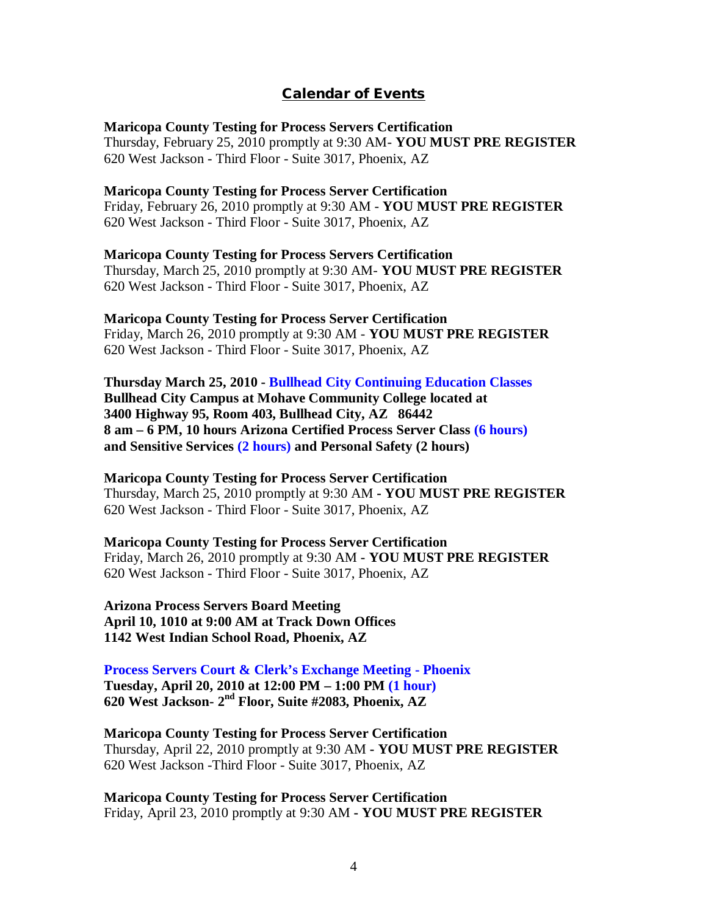## Calendar of Events

**Maricopa County Testing for Process Servers Certification**
Thursday, February 25, 2010 promptly at 9:30 AM- **YOU MUST PRE REGISTER**
620 West Jackson - Third Floor - Suite 3017, Phoenix, AZ

**Maricopa County Testing for Process Server Certification**
Friday, February 26, 2010 promptly at 9:30 AM - **YOU MUST PRE REGISTER**
620 West Jackson - Third Floor - Suite 3017, Phoenix, AZ

**Maricopa County Testing for Process Servers Certification**
Thursday, March 25, 2010 promptly at 9:30 AM- **YOU MUST PRE REGISTER**
620 West Jackson - Third Floor - Suite 3017, Phoenix, AZ

**Maricopa County Testing for Process Server Certification**
Friday, March 26, 2010 promptly at 9:30 AM - **YOU MUST PRE REGISTER**
620 West Jackson - Third Floor - Suite 3017, Phoenix, AZ

**Thursday March 25, 2010 - Bullhead City Continuing Education Classes**
**Bullhead City Campus at Mohave Community College located at**
**3400 Highway 95, Room 403, Bullhead City, AZ 86442**
**8 am – 6 PM, 10 hours Arizona Certified Process Server Class (6 hours)**
**and Sensitive Services (2 hours) and Personal Safety (2 hours)**

**Maricopa County Testing for Process Server Certification**
Thursday, March 25, 2010 promptly at 9:30 AM **- YOU MUST PRE REGISTER**
620 West Jackson - Third Floor - Suite 3017, Phoenix, AZ

**Maricopa County Testing for Process Server Certification**
Friday, March 26, 2010 promptly at 9:30 AM **- YOU MUST PRE REGISTER**
620 West Jackson - Third Floor - Suite 3017, Phoenix, AZ

**Arizona Process Servers Board Meeting**
**April 10, 1010 at 9:00 AM at Track Down Offices**
**1142 West Indian School Road, Phoenix, AZ**

**Process Servers Court & Clerk's Exchange Meeting - Phoenix**
**Tuesday, April 20, 2010 at 12:00 PM – 1:00 PM (1 hour)**
**620 West Jackson- 2nd Floor, Suite #2083, Phoenix, AZ**

**Maricopa County Testing for Process Server Certification**
Thursday, April 22, 2010 promptly at 9:30 AM **- YOU MUST PRE REGISTER**
620 West Jackson -Third Floor - Suite 3017, Phoenix, AZ

**Maricopa County Testing for Process Server Certification**
Friday, April 23, 2010 promptly at 9:30 AM **- YOU MUST PRE REGISTER**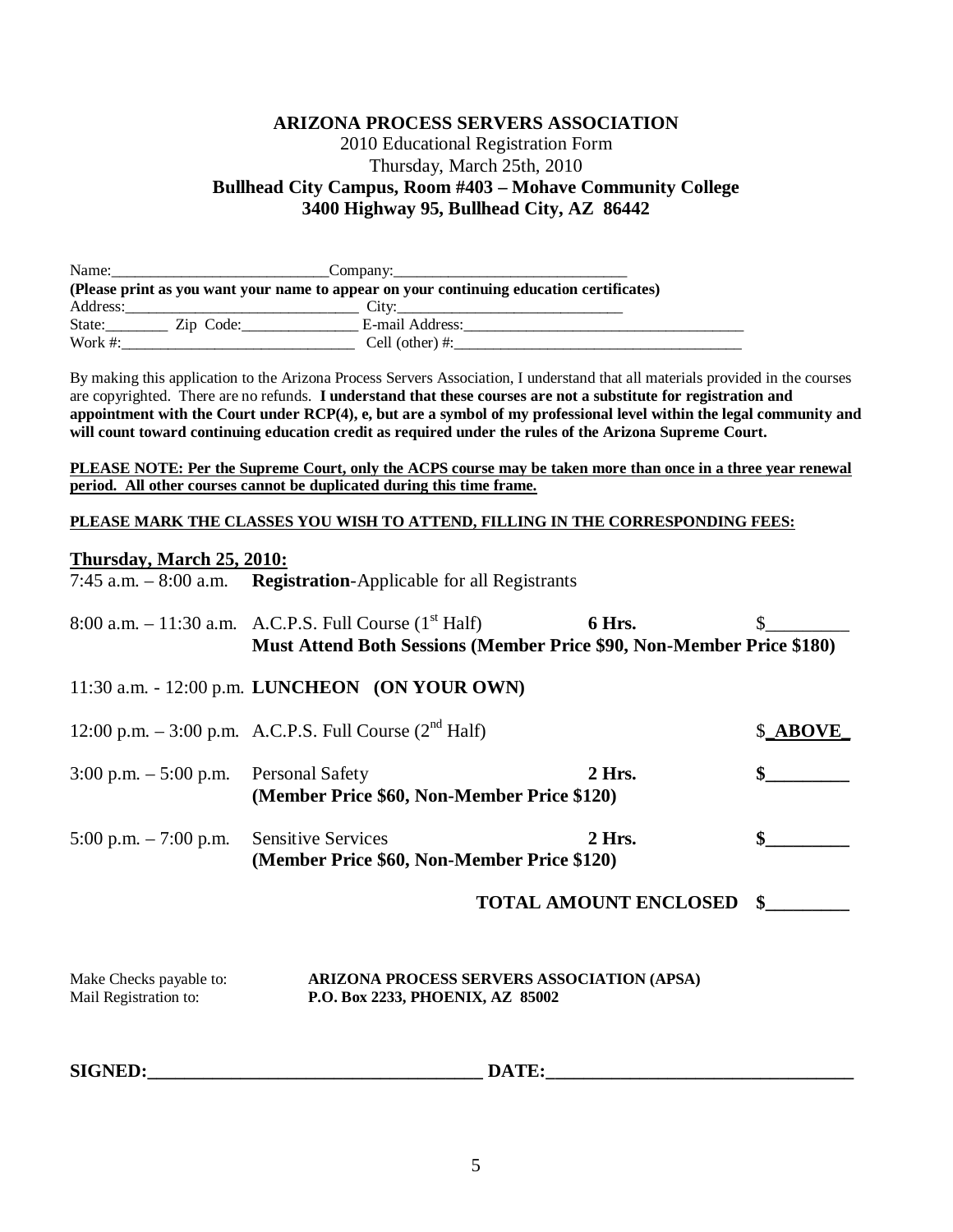**ARIZONA PROCESS SERVERS ASSOCIATION**

2010 Educational Registration Form

Thursday, March 25th, 2010

**Bullhead City Campus, Room #403 – Mohave Community College**

**3400 Highway 95, Bullhead City, AZ 86442**

Name:____________________________Company:______________________________

**(Please print as you want your name to appear on your continuing education certificates)**

Address:______________________________ City:______________________________

State:________ Zip Code:_______________ E-mail Address:____________________________________

Work #:______________________________ Cell (other) #:______________________________________

By making this application to the Arizona Process Servers Association, I understand that all materials provided in the courses are copyrighted. There are no refunds. **I understand that these courses are not a substitute for registration and appointment with the Court under RCP(4), e, but are a symbol of my professional level within the legal community and will count toward continuing education credit as required under the rules of the Arizona Supreme Court.**

**PLEASE NOTE: Per the Supreme Court, only the ACPS course may be taken more than once in a three year renewal period. All other courses cannot be duplicated during this time frame.**

**PLEASE MARK THE CLASSES YOU WISH TO ATTEND, FILLING IN THE CORRESPONDING FEES:**

**Thursday, March 25, 2010:**

| Time | Course | Hours | Fee |
|---|---|---|---|
| 7:45 a.m. – 8:00 a.m. | **Registration**-Applicable for all Registrants | | |
| 8:00 a.m. – 11:30 a.m. | A.C.P.S. Full Course (1st Half)<br>**Must Attend Both Sessions (Member Price $90, Non-Member Price $180)** | **6 Hrs.** | $_________ |
| 11:30 a.m. - 12:00 p.m. | **LUNCHEON (ON YOUR OWN)** | | |
| 12:00 p.m. – 3:00 p.m. | A.C.P.S. Full Course (2nd Half) | | **$_ABOVE_** |
| 3:00 p.m. – 5:00 p.m. | Personal Safety<br>**(Member Price $60, Non-Member Price $120)** | **2 Hrs.** | **$_________** |
| 5:00 p.m. – 7:00 p.m. | Sensitive Services<br>**(Member Price $60, Non-Member Price $120)** | **2 Hrs.** | **$_________** |
| | **TOTAL AMOUNT ENCLOSED** | | **$_________** |

Make Checks payable to: **ARIZONA PROCESS SERVERS ASSOCIATION (APSA)**

Mail Registration to: **P.O. Box 2233, PHOENIX, AZ 85002**

**SIGNED:____________________________________ DATE:_________________________________**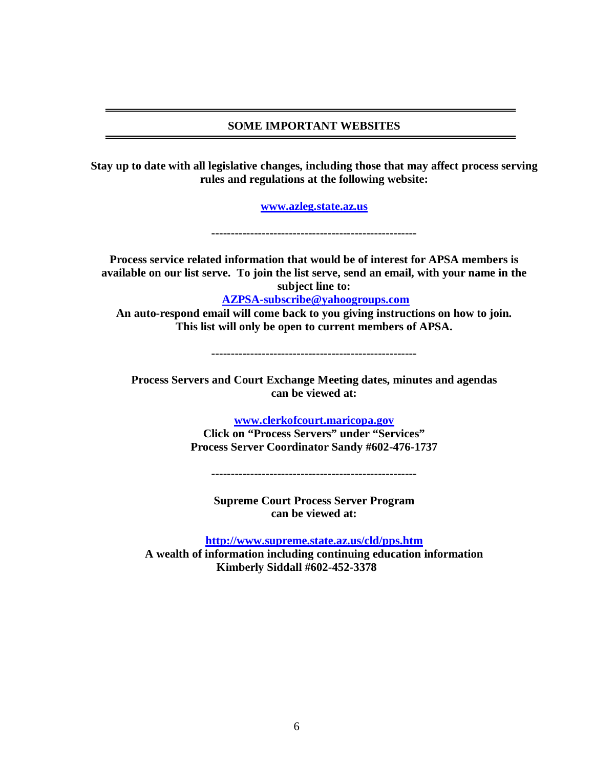## SOME IMPORTANT WEBSITES

**Stay up to date with all legislative changes, including those that may affect process serving rules and regulations at the following website:**

**[www.azleg.state.az.us](http://www.azleg.state.az.us)**

-----------------------------------------------------

**Process service related information that would be of interest for APSA members is available on our list serve. To join the list serve, send an email, with your name in the subject line to:**

**[AZPSA-subscribe@yahoogroups.com](mailto:AZPSA-subscribe@yahoogroups.com)**

**An auto-respond email will come back to you giving instructions on how to join. This list will only be open to current members of APSA.**

-----------------------------------------------------

**Process Servers and Court Exchange Meeting dates, minutes and agendas can be viewed at:**

**[www.clerkofcourt.maricopa.gov](http://www.clerkofcourt.maricopa.gov)**
**Click on "Process Servers" under "Services"**
**Process Server Coordinator Sandy #602-476-1737**

-----------------------------------------------------

**Supreme Court Process Server Program can be viewed at:**

**[http://www.supreme.state.az.us/cld/pps.htm](http://www.supreme.state.az.us/cld/pps.htm)**
**A wealth of information including continuing education information**
**Kimberly Siddall #602-452-3378**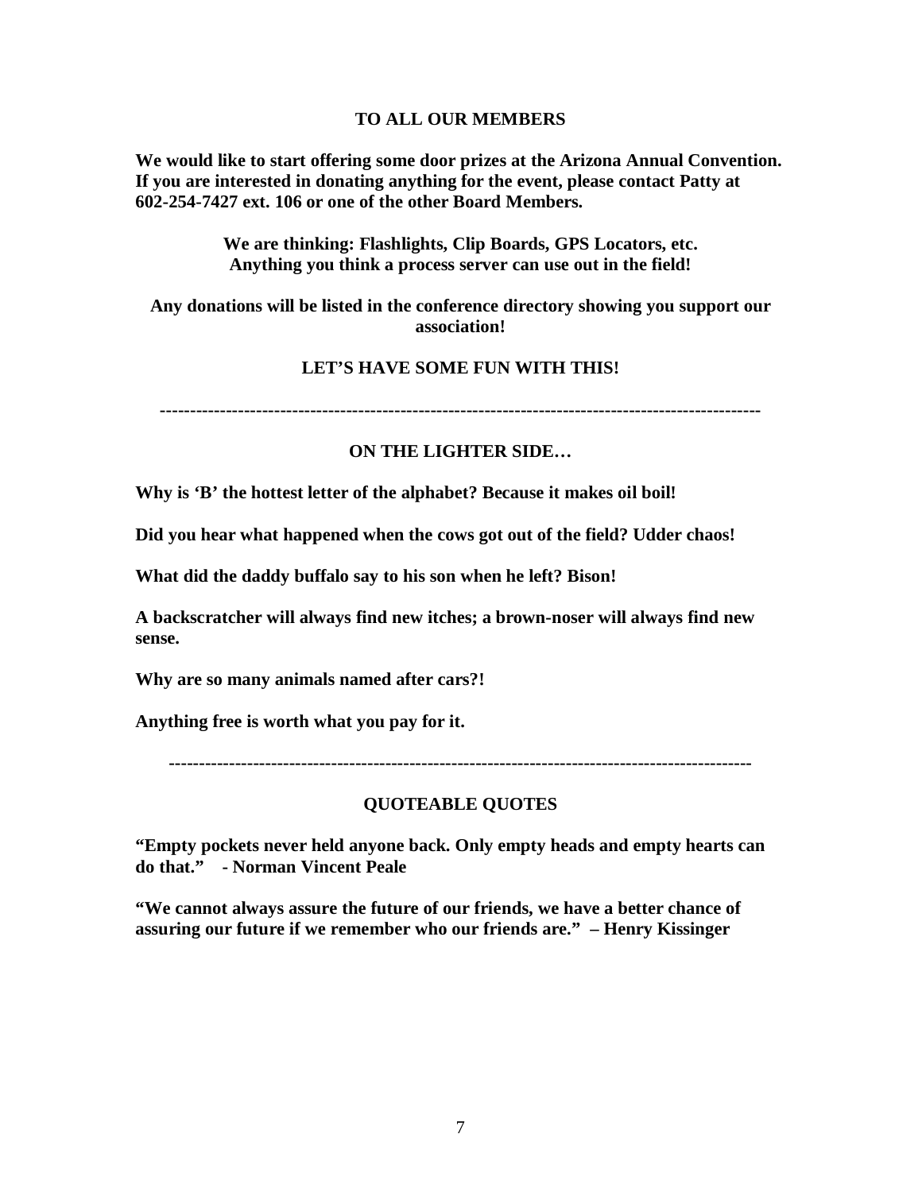## TO ALL OUR MEMBERS

**We would like to start offering some door prizes at the Arizona Annual Convention. If you are interested in donating anything for the event, please contact Patty at 602-254-7427 ext. 106 or one of the other Board Members.**

**We are thinking: Flashlights, Clip Boards, GPS Locators, etc.**
**Anything you think a process server can use out in the field!**

**Any donations will be listed in the conference directory showing you support our association!**

**LET'S HAVE SOME FUN WITH THIS!**

---

## ON THE LIGHTER SIDE…

**Why is 'B' the hottest letter of the alphabet? Because it makes oil boil!**

**Did you hear what happened when the cows got out of the field? Udder chaos!**

**What did the daddy buffalo say to his son when he left? Bison!**

**A backscratcher will always find new itches; a brown-noser will always find new sense.**

**Why are so many animals named after cars?!**

**Anything free is worth what you pay for it.**

---

## QUOTEABLE QUOTES

**"Empty pockets never held anyone back. Only empty heads and empty hearts can do that." - Norman Vincent Peale**

**"We cannot always assure the future of our friends, we have a better chance of assuring our future if we remember who our friends are." – Henry Kissinger**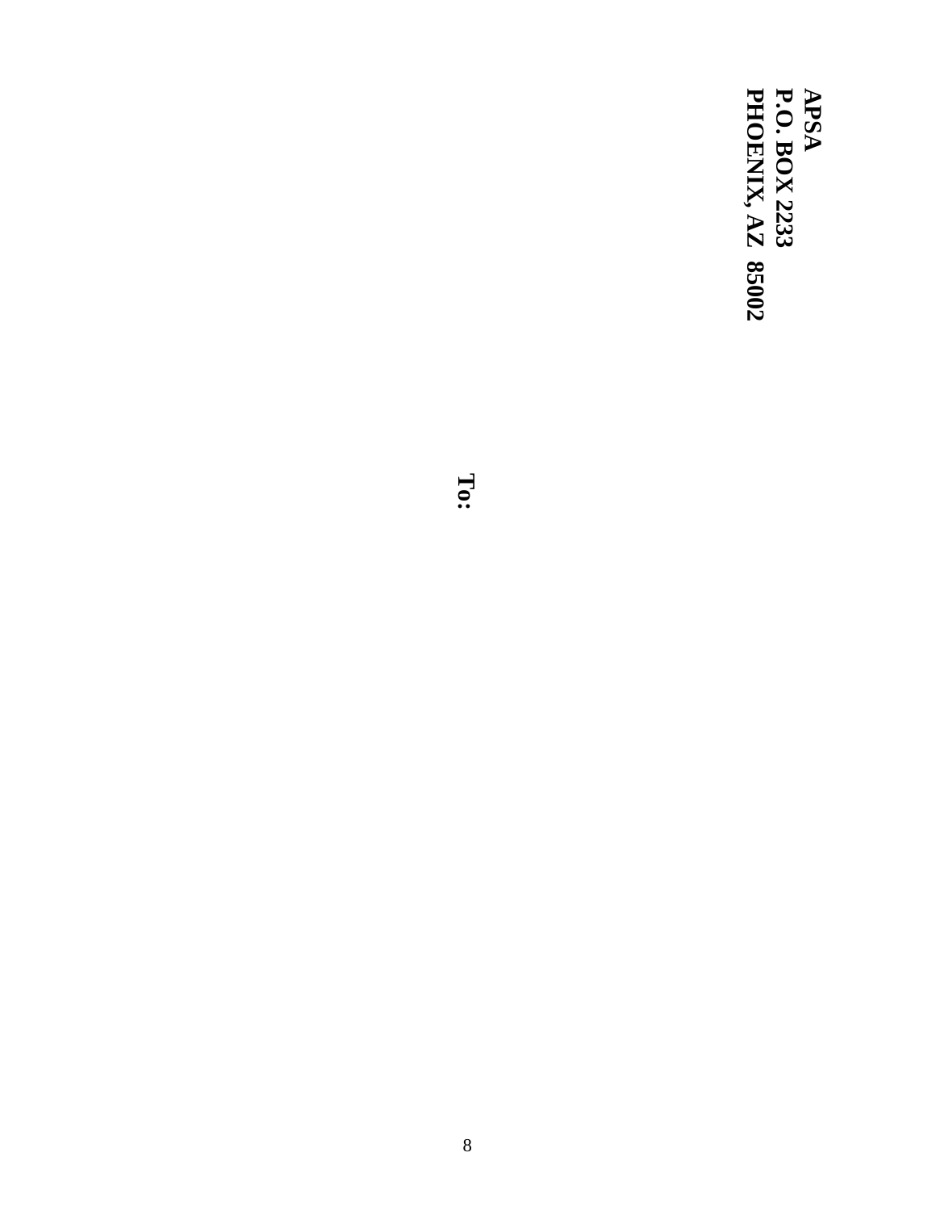**APSA**
**P.O. BOX 2233**
**PHOENIX, AZ 85002**

**To:**